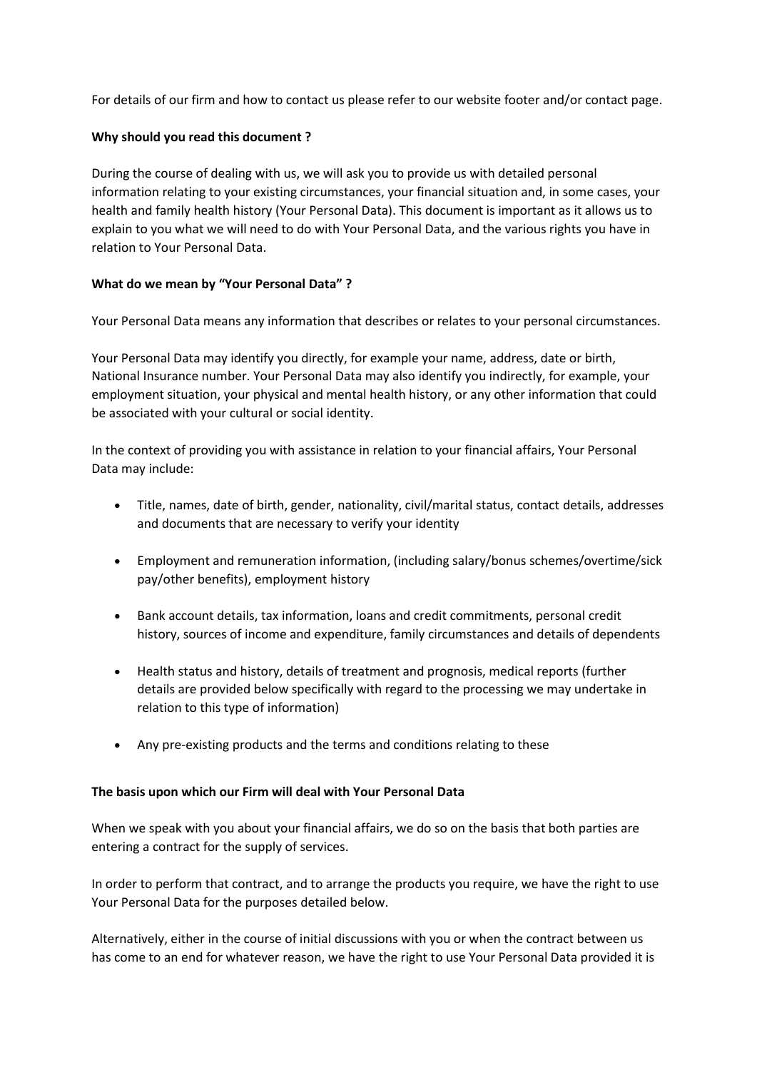For details of our firm and how to contact us please refer to our website footer and/or contact page.

**Why should you read this document ?**

During the course of dealing with us, we will ask you to provide us with detailed personal information relating to your existing circumstances, your financial situation and, in some cases, your health and family health history (Your Personal Data). This document is important as it allows us to explain to you what we will need to do with Your Personal Data, and the various rights you have in relation to Your Personal Data.

**What do we mean by "Your Personal Data" ?**

Your Personal Data means any information that describes or relates to your personal circumstances.

Your Personal Data may identify you directly, for example your name, address, date or birth, National Insurance number. Your Personal Data may also identify you indirectly, for example, your employment situation, your physical and mental health history, or any other information that could be associated with your cultural or social identity.

In the context of providing you with assistance in relation to your financial affairs, Your Personal Data may include:

- Title, names, date of birth, gender, nationality, civil/marital status, contact details, addresses and documents that are necessary to verify your identity
- Employment and remuneration information, (including salary/bonus schemes/overtime/sick pay/other benefits), employment history
- Bank account details, tax information, loans and credit commitments, personal credit history, sources of income and expenditure, family circumstances and details of dependents
- Health status and history, details of treatment and prognosis, medical reports (further details are provided below specifically with regard to the processing we may undertake in relation to this type of information)
- Any pre-existing products and the terms and conditions relating to these

**The basis upon which our Firm will deal with Your Personal Data**

When we speak with you about your financial affairs, we do so on the basis that both parties are entering a contract for the supply of services.

In order to perform that contract, and to arrange the products you require, we have the right to use Your Personal Data for the purposes detailed below.

Alternatively, either in the course of initial discussions with you or when the contract between us has come to an end for whatever reason, we have the right to use Your Personal Data provided it is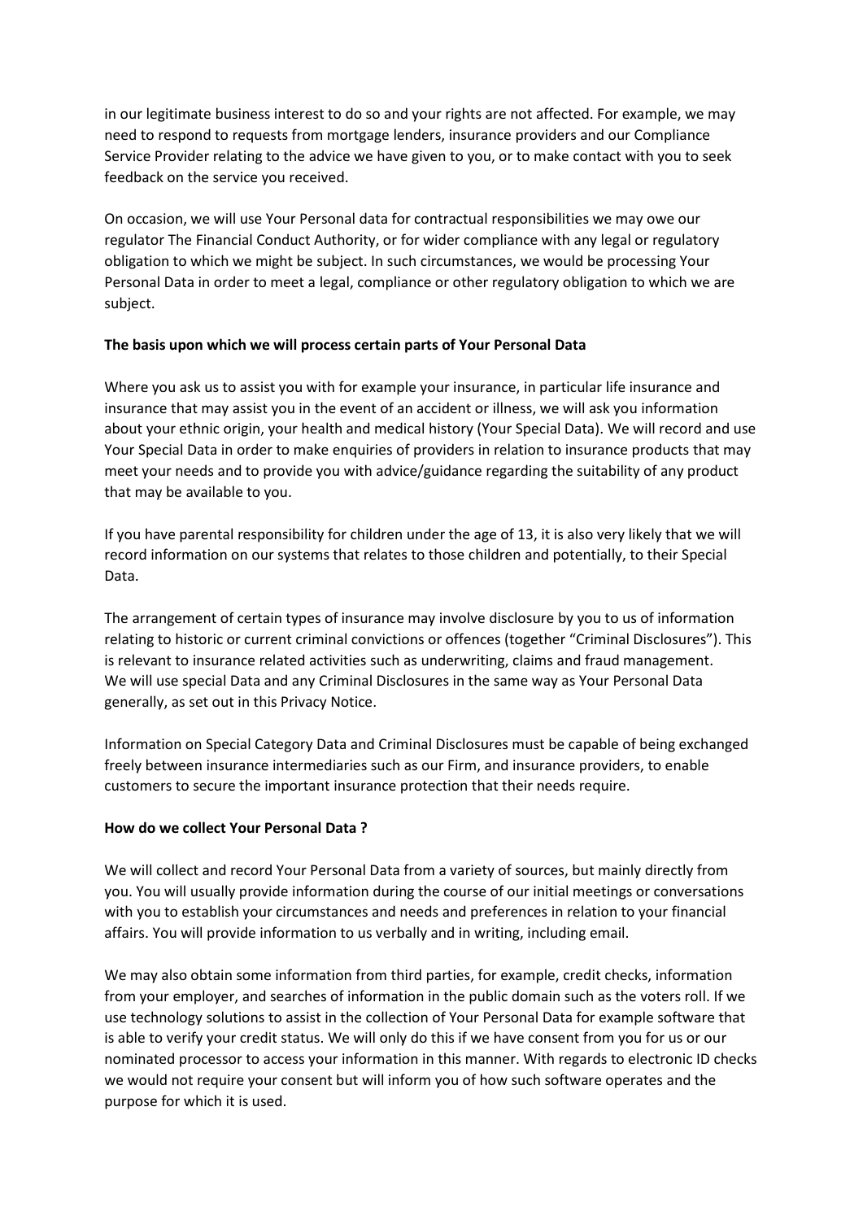in our legitimate business interest to do so and your rights are not affected. For example, we may need to respond to requests from mortgage lenders, insurance providers and our Compliance Service Provider relating to the advice we have given to you, or to make contact with you to seek feedback on the service you received.

On occasion, we will use Your Personal data for contractual responsibilities we may owe our regulator The Financial Conduct Authority, or for wider compliance with any legal or regulatory obligation to which we might be subject. In such circumstances, we would be processing Your Personal Data in order to meet a legal, compliance or other regulatory obligation to which we are subject.

**The basis upon which we will process certain parts of Your Personal Data**

Where you ask us to assist you with for example your insurance, in particular life insurance and insurance that may assist you in the event of an accident or illness, we will ask you information about your ethnic origin, your health and medical history (Your Special Data). We will record and use Your Special Data in order to make enquiries of providers in relation to insurance products that may meet your needs and to provide you with advice/guidance regarding the suitability of any product that may be available to you.

If you have parental responsibility for children under the age of 13, it is also very likely that we will record information on our systems that relates to those children and potentially, to their Special Data.

The arrangement of certain types of insurance may involve disclosure by you to us of information relating to historic or current criminal convictions or offences (together "Criminal Disclosures"). This is relevant to insurance related activities such as underwriting, claims and fraud management. We will use special Data and any Criminal Disclosures in the same way as Your Personal Data generally, as set out in this Privacy Notice.

Information on Special Category Data and Criminal Disclosures must be capable of being exchanged freely between insurance intermediaries such as our Firm, and insurance providers, to enable customers to secure the important insurance protection that their needs require.

**How do we collect Your Personal Data ?**

We will collect and record Your Personal Data from a variety of sources, but mainly directly from you. You will usually provide information during the course of our initial meetings or conversations with you to establish your circumstances and needs and preferences in relation to your financial affairs. You will provide information to us verbally and in writing, including email.

We may also obtain some information from third parties, for example, credit checks, information from your employer, and searches of information in the public domain such as the voters roll. If we use technology solutions to assist in the collection of Your Personal Data for example software that is able to verify your credit status. We will only do this if we have consent from you for us or our nominated processor to access your information in this manner. With regards to electronic ID checks we would not require your consent but will inform you of how such software operates and the purpose for which it is used.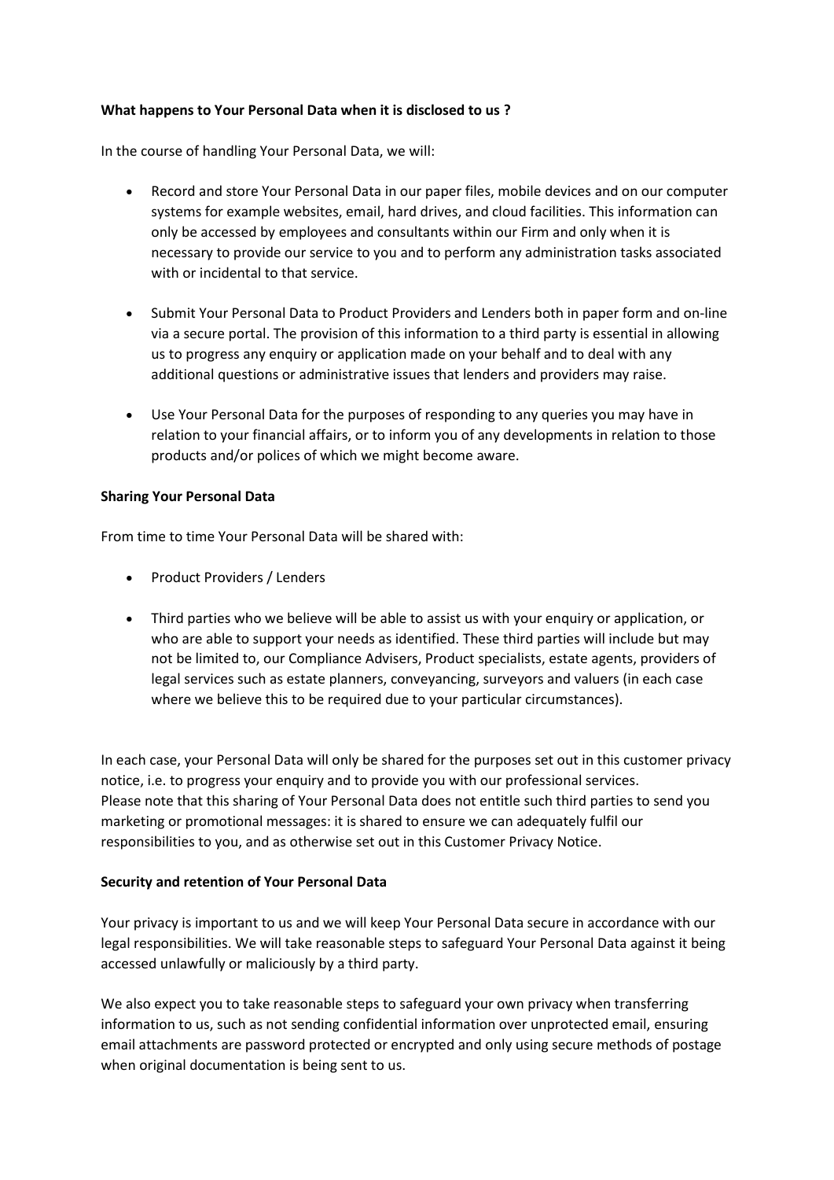**What happens to Your Personal Data when it is disclosed to us ?**

In the course of handling Your Personal Data, we will:

- Record and store Your Personal Data in our paper files, mobile devices and on our computer systems for example websites, email, hard drives, and cloud facilities. This information can only be accessed by employees and consultants within our Firm and only when it is necessary to provide our service to you and to perform any administration tasks associated with or incidental to that service.

- Submit Your Personal Data to Product Providers and Lenders both in paper form and on-line via a secure portal. The provision of this information to a third party is essential in allowing us to progress any enquiry or application made on your behalf and to deal with any additional questions or administrative issues that lenders and providers may raise.

- Use Your Personal Data for the purposes of responding to any queries you may have in relation to your financial affairs, or to inform you of any developments in relation to those products and/or polices of which we might become aware.

**Sharing Your Personal Data**

From time to time Your Personal Data will be shared with:

- Product Providers / Lenders

- Third parties who we believe will be able to assist us with your enquiry or application, or who are able to support your needs as identified. These third parties will include but may not be limited to, our Compliance Advisers, Product specialists, estate agents, providers of legal services such as estate planners, conveyancing, surveyors and valuers (in each case where we believe this to be required due to your particular circumstances).

In each case, your Personal Data will only be shared for the purposes set out in this customer privacy notice, i.e. to progress your enquiry and to provide you with our professional services.
Please note that this sharing of Your Personal Data does not entitle such third parties to send you marketing or promotional messages: it is shared to ensure we can adequately fulfil our responsibilities to you, and as otherwise set out in this Customer Privacy Notice.

**Security and retention of Your Personal Data**

Your privacy is important to us and we will keep Your Personal Data secure in accordance with our legal responsibilities. We will take reasonable steps to safeguard Your Personal Data against it being accessed unlawfully or maliciously by a third party.

We also expect you to take reasonable steps to safeguard your own privacy when transferring information to us, such as not sending confidential information over unprotected email, ensuring email attachments are password protected or encrypted and only using secure methods of postage when original documentation is being sent to us.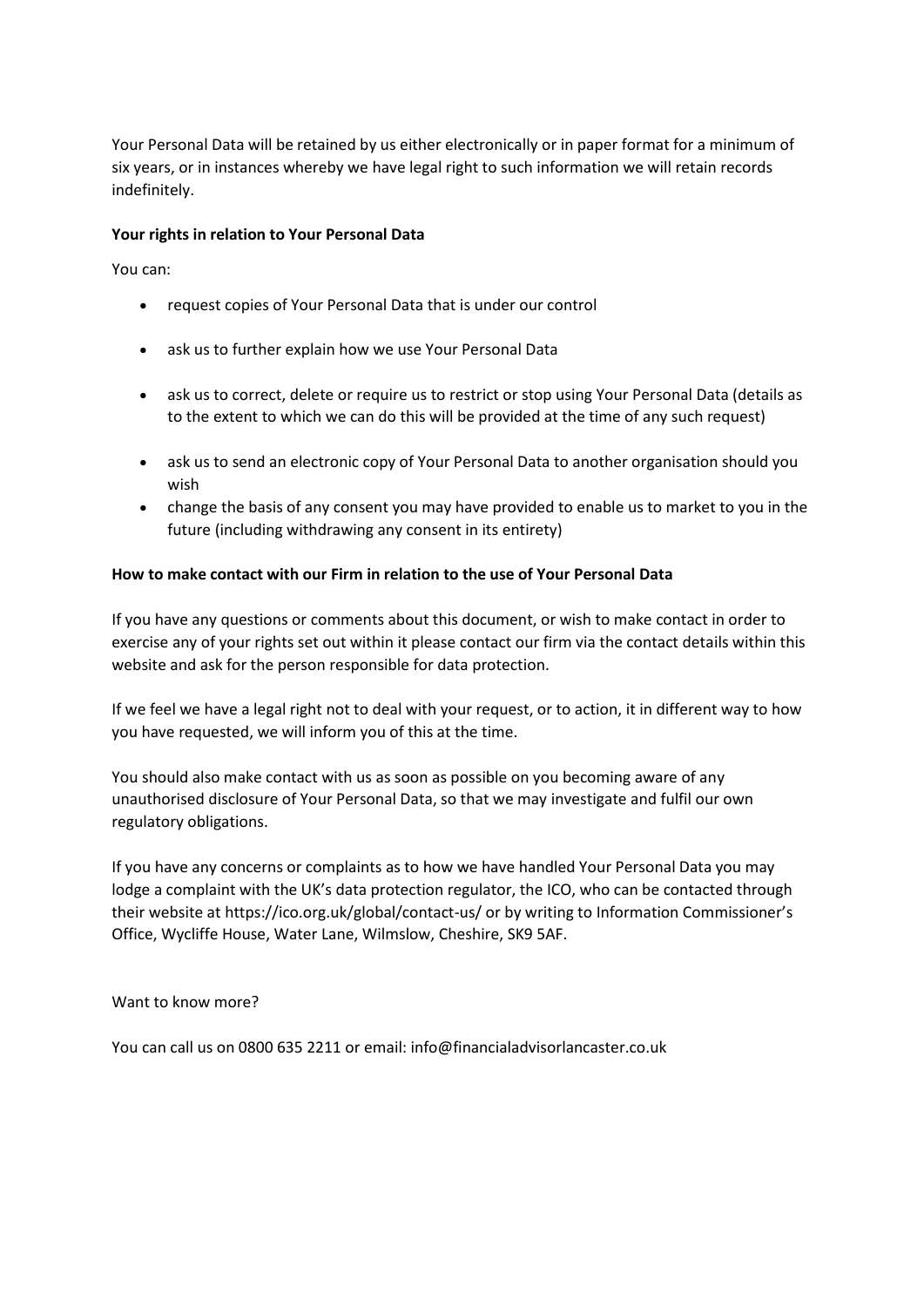Your Personal Data will be retained by us either electronically or in paper format for a minimum of six years, or in instances whereby we have legal right to such information we will retain records indefinitely.

**Your rights in relation to Your Personal Data**

You can:

- request copies of Your Personal Data that is under our control
- ask us to further explain how we use Your Personal Data
- ask us to correct, delete or require us to restrict or stop using Your Personal Data (details as to the extent to which we can do this will be provided at the time of any such request)
- ask us to send an electronic copy of Your Personal Data to another organisation should you wish
- change the basis of any consent you may have provided to enable us to market to you in the future (including withdrawing any consent in its entirety)

**How to make contact with our Firm in relation to the use of Your Personal Data**

If you have any questions or comments about this document, or wish to make contact in order to exercise any of your rights set out within it please contact our firm via the contact details within this website and ask for the person responsible for data protection.

If we feel we have a legal right not to deal with your request, or to action, it in different way to how you have requested, we will inform you of this at the time.

You should also make contact with us as soon as possible on you becoming aware of any unauthorised disclosure of Your Personal Data, so that we may investigate and fulfil our own regulatory obligations.

If you have any concerns or complaints as to how we have handled Your Personal Data you may lodge a complaint with the UK's data protection regulator, the ICO, who can be contacted through their website at https://ico.org.uk/global/contact-us/ or by writing to Information Commissioner's Office, Wycliffe House, Water Lane, Wilmslow, Cheshire, SK9 5AF.

Want to know more?

You can call us on 0800 635 2211 or email: info@financialadvisorlancaster.co.uk